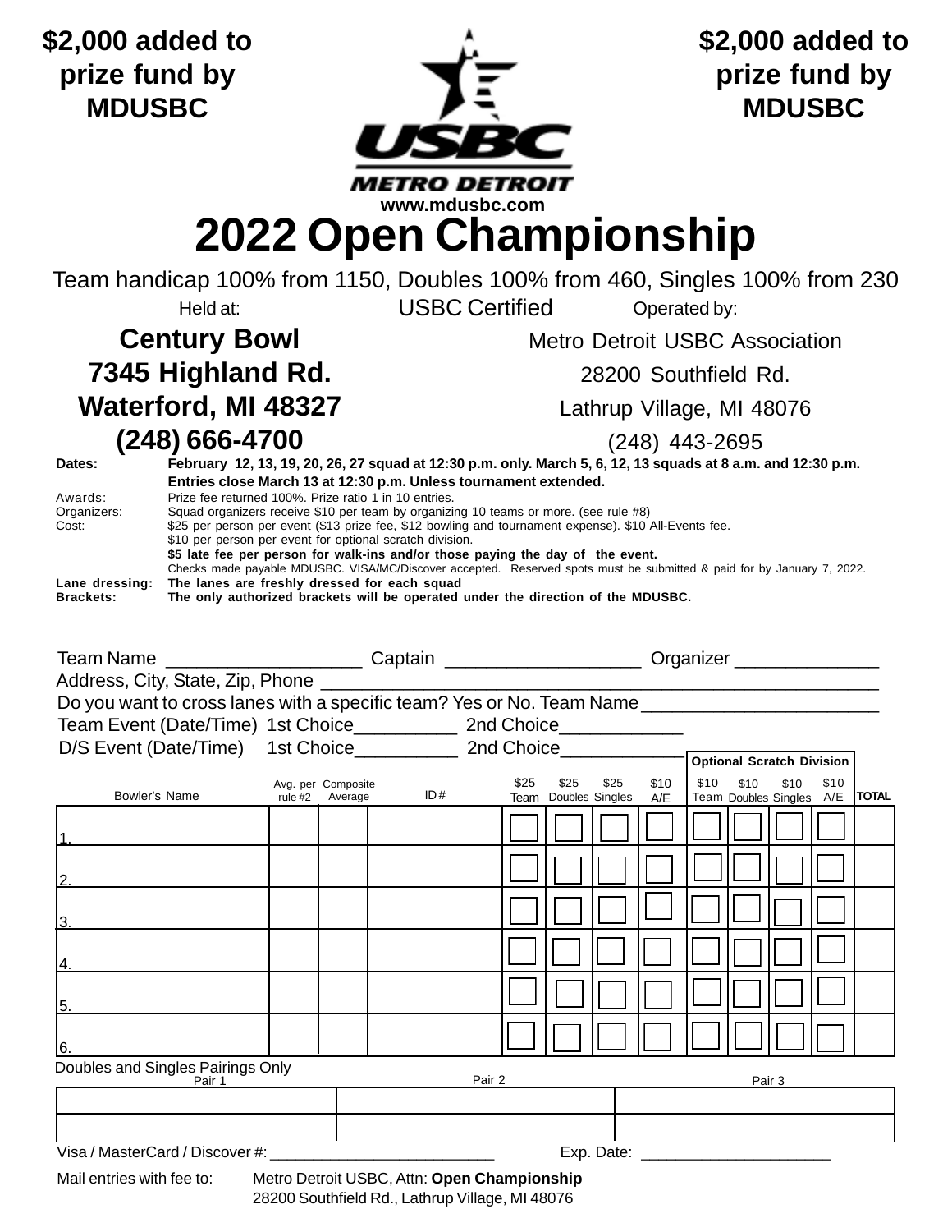**$2,000 added to prize fund by MDUSBC**

**$2,000 added to prize fund by MDUSBC**

**USBC METRO DETROIT**

www.mdusbc.com

# 2022 Open Championship

Team handicap 100% from 1150, Doubles 100% from 460, Singles 100% from 230

USBC Certified

Held at:

**Century Bowl**
**7345 Highland Rd.**
**Waterford, MI 48327**
**(248) 666-4700**

Operated by:

Metro Detroit USBC Association
28200 Southfield Rd.
Lathrup Village, MI 48076
(248) 443-2695

**Dates:** **February 12, 13, 19, 20, 26, 27 squad at 12:30 p.m. only. March 5, 6, 12, 13 squads at 8 a.m. and 12:30 p.m. Entries close March 13 at 12:30 p.m. Unless tournament extended.**

Awards: Prize fee returned 100%. Prize ratio 1 in 10 entries.

Organizers: Squad organizers receive $10 per team by organizing 10 teams or more. (see rule #8)

Cost: $25 per person per event ($13 prize fee, $12 bowling and tournament expense). $10 All-Events fee.
$10 per person per event for optional scratch division.
**$5 late fee per person for walk-ins and/or those paying the day of the event.**
Checks made payable MDUSBC. VISA/MC/Discover accepted. Reserved spots must be submitted & paid for by January 7, 2022.

**Lane dressing:** **The lanes are freshly dressed for each squad**

**Brackets:** **The only authorized brackets will be operated under the direction of the MDUSBC.**

Team Name ___________________ Captain ___________________ Organizer ______________

Address, City, State, Zip, Phone ________________________________________________________

Do you want to cross lanes with a specific team? Yes or No. Team Name________________________

Team Event (Date/Time) 1st Choice__________ 2nd Choice____________

D/S Event (Date/Time) 1st Choice__________ 2nd Choice____________

| Bowler's Name | Avg. per rule #2 | Composite Average | ID# | $25 Team | $25 Doubles | $25 Singles | $10 A/E | Optional Scratch Division $10 Team | $10 Doubles | $10 Singles | $10 A/E | TOTAL |
|---|---|---|---|---|---|---|---|---|---|---|---|---|
| 1. | | | | | | | | | | | | |
| 2. | | | | | | | | | | | | |
| 3. | | | | | | | | | | | | |
| 4. | | | | | | | | | | | | |
| 5. | | | | | | | | | | | | |
| 6. | | | | | | | | | | | | |

Doubles and Singles Pairings Only

| Pair 1 | Pair 2 | Pair 3 |
|---|---|---|
| | | |
| | | |

Visa / MasterCard / Discover #: __________________________ Exp. Date: ______________________

Mail entries with fee to: Metro Detroit USBC, Attn: **Open Championship**
28200 Southfield Rd., Lathrup Village, MI 48076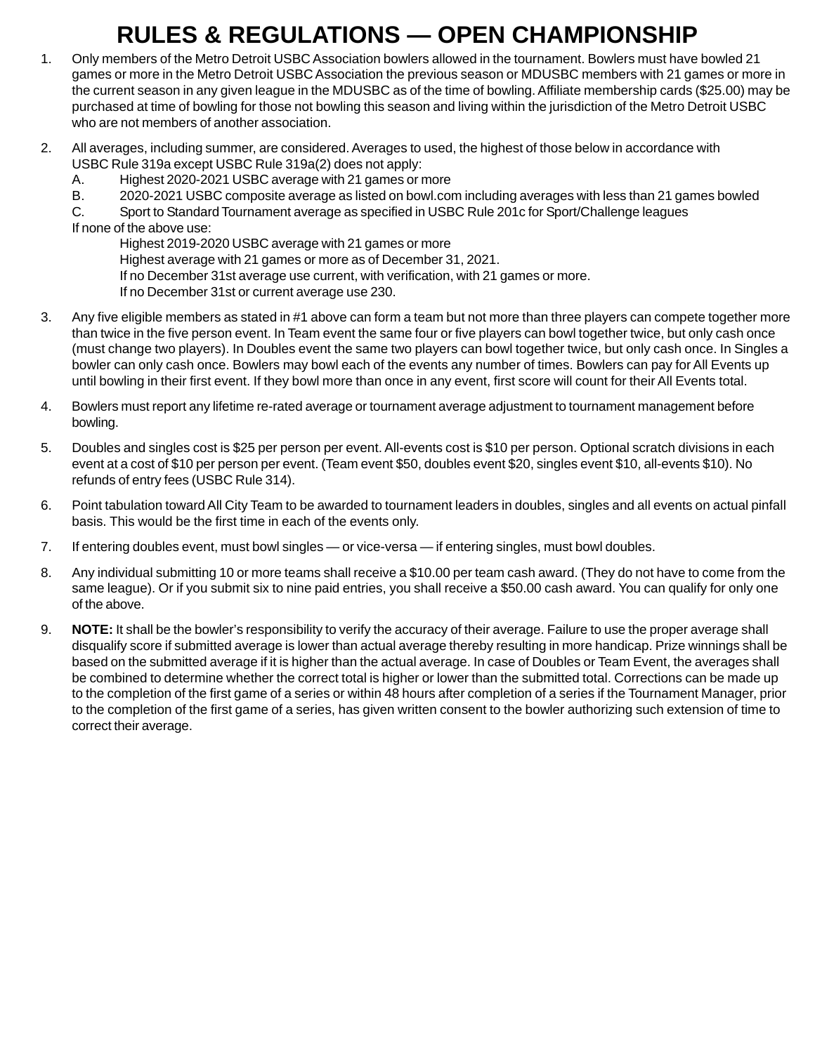# RULES & REGULATIONS — OPEN CHAMPIONSHIP

1. Only members of the Metro Detroit USBC Association bowlers allowed in the tournament. Bowlers must have bowled 21 games or more in the Metro Detroit USBC Association the previous season or MDUSBC members with 21 games or more in the current season in any given league in the MDUSBC as of the time of bowling. Affiliate membership cards ($25.00) may be purchased at time of bowling for those not bowling this season and living within the jurisdiction of the Metro Detroit USBC who are not members of another association.

2. All averages, including summer, are considered. Averages to used, the highest of those below in accordance with USBC Rule 319a except USBC Rule 319a(2) does not apply:
   - A. Highest 2020-2021 USBC average with 21 games or more
   - B. 2020-2021 USBC composite average as listed on bowl.com including averages with less than 21 games bowled
   - C. Sport to Standard Tournament average as specified in USBC Rule 201c for Sport/Challenge leagues

   If none of the above use:
   - Highest 2019-2020 USBC average with 21 games or more
   - Highest average with 21 games or more as of December 31, 2021.
   - If no December 31st average use current, with verification, with 21 games or more.
   - If no December 31st or current average use 230.

3. Any five eligible members as stated in #1 above can form a team but not more than three players can compete together more than twice in the five person event. In Team event the same four or five players can bowl together twice, but only cash once (must change two players). In Doubles event the same two players can bowl together twice, but only cash once. In Singles a bowler can only cash once. Bowlers may bowl each of the events any number of times. Bowlers can pay for All Events up until bowling in their first event. If they bowl more than once in any event, first score will count for their All Events total.

4. Bowlers must report any lifetime re-rated average or tournament average adjustment to tournament management before bowling.

5. Doubles and singles cost is $25 per person per event. All-events cost is $10 per person. Optional scratch divisions in each event at a cost of $10 per person per event. (Team event $50, doubles event $20, singles event $10, all-events $10). No refunds of entry fees (USBC Rule 314).

6. Point tabulation toward All City Team to be awarded to tournament leaders in doubles, singles and all events on actual pinfall basis. This would be the first time in each of the events only.

7. If entering doubles event, must bowl singles — or vice-versa — if entering singles, must bowl doubles.

8. Any individual submitting 10 or more teams shall receive a $10.00 per team cash award. (They do not have to come from the same league). Or if you submit six to nine paid entries, you shall receive a $50.00 cash award. You can qualify for only one of the above.

9. **NOTE:** It shall be the bowler's responsibility to verify the accuracy of their average. Failure to use the proper average shall disqualify score if submitted average is lower than actual average thereby resulting in more handicap. Prize winnings shall be based on the submitted average if it is higher than the actual average. In case of Doubles or Team Event, the averages shall be combined to determine whether the correct total is higher or lower than the submitted total. Corrections can be made up to the completion of the first game of a series or within 48 hours after completion of a series if the Tournament Manager, prior to the completion of the first game of a series, has given written consent to the bowler authorizing such extension of time to correct their average.